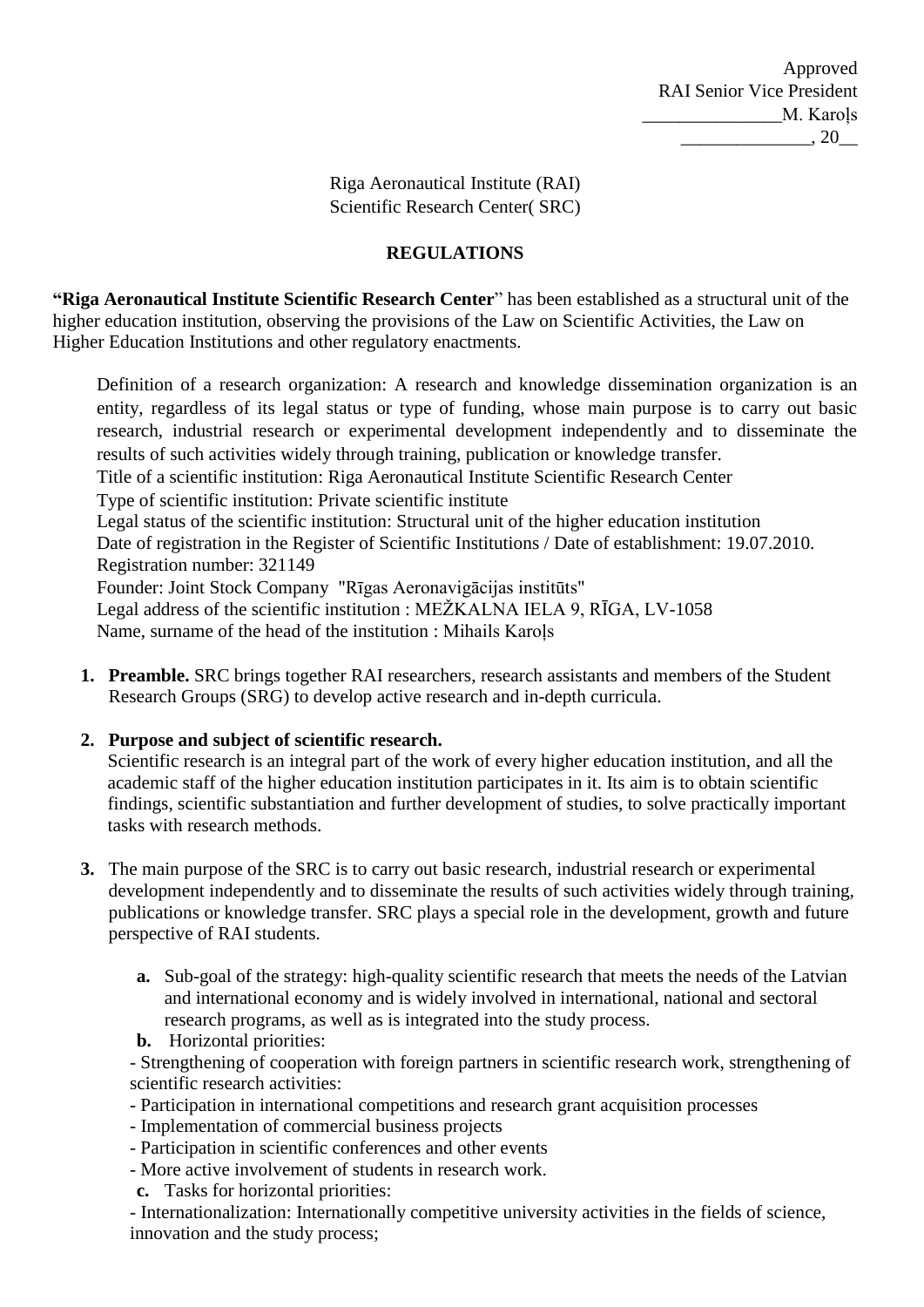Approved
RAI Senior Vice President
_______________M. Karoļs
______________, 20__

Riga Aeronautical Institute (RAI)
Scientific Research Center( SRC)

# REGULATIONS

**"Riga Aeronautical Institute Scientific Research Center"** has been established as a structural unit of the higher education institution, observing the provisions of the Law on Scientific Activities, the Law on Higher Education Institutions and other regulatory enactments.

Definition of a research organization: A research and knowledge dissemination organization is an entity, regardless of its legal status or type of funding, whose main purpose is to carry out basic research, industrial research or experimental development independently and to disseminate the results of such activities widely through training, publication or knowledge transfer.
Title of a scientific institution: Riga Aeronautical Institute Scientific Research Center
Type of scientific institution: Private scientific institute
Legal status of the scientific institution: Structural unit of the higher education institution
Date of registration in the Register of Scientific Institutions / Date of establishment: 19.07.2010.
Registration number: 321149
Founder: Joint Stock Company "Rīgas Aeronavigācijas institūts"
Legal address of the scientific institution : MEŽKALNA IELA 9, RĪGA, LV-1058
Name, surname of the head of the institution : Mihails Karoļs

1. **Preamble.** SRC brings together RAI researchers, research assistants and members of the Student Research Groups (SRG) to develop active research and in-depth curricula.

2. **Purpose and subject of scientific research.**
   Scientific research is an integral part of the work of every higher education institution, and all the academic staff of the higher education institution participates in it. Its aim is to obtain scientific findings, scientific substantiation and further development of studies, to solve practically important tasks with research methods.

3. The main purpose of the SRC is to carry out basic research, industrial research or experimental development independently and to disseminate the results of such activities widely through training, publications or knowledge transfer. SRC plays a special role in the development, growth and future perspective of RAI students.

   **a.** Sub-goal of the strategy: high-quality scientific research that meets the needs of the Latvian and international economy and is widely involved in international, national and sectoral research programs, as well as is integrated into the study process.

   **b.** Horizontal priorities:

   - Strengthening of cooperation with foreign partners in scientific research work, strengthening of scientific research activities:
   - Participation in international competitions and research grant acquisition processes
   - Implementation of commercial business projects
   - Participation in scientific conferences and other events
   - More active involvement of students in research work.

   **c.** Tasks for horizontal priorities:

   - Internationalization: Internationally competitive university activities in the fields of science, innovation and the study process;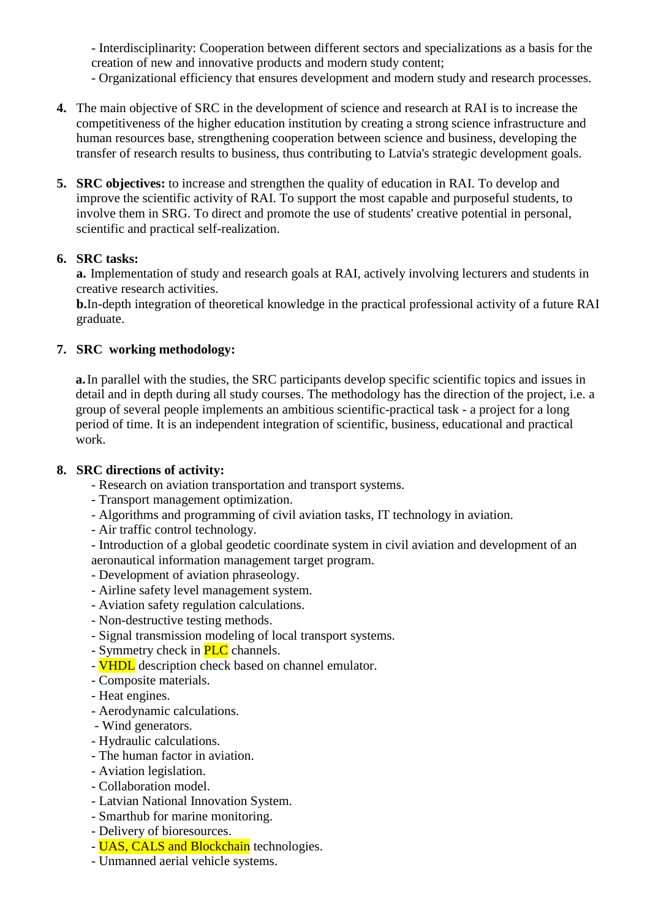- Interdisciplinarity: Cooperation between different sectors and specializations as a basis for the creation of new and innovative products and modern study content;
- Organizational efficiency that ensures development and modern study and research processes.

4. The main objective of SRC in the development of science and research at RAI is to increase the competitiveness of the higher education institution by creating a strong science infrastructure and human resources base, strengthening cooperation between science and business, developing the transfer of research results to business, thus contributing to Latvia's strategic development goals.

5. **SRC objectives:** to increase and strengthen the quality of education in RAI. To develop and improve the scientific activity of RAI. To support the most capable and purposeful students, to involve them in SRG. To direct and promote the use of students' creative potential in personal, scientific and practical self-realization.

6. **SRC tasks:**
   **a.** Implementation of study and research goals at RAI, actively involving lecturers and students in creative research activities.
   **b.** In-depth integration of theoretical knowledge in the practical professional activity of a future RAI graduate.

7. **SRC working methodology:**

   **a.** In parallel with the studies, the SRC participants develop specific scientific topics and issues in detail and in depth during all study courses. The methodology has the direction of the project, i.e. a group of several people implements an ambitious scientific-practical task - a project for a long period of time. It is an independent integration of scientific, business, educational and practical work.

8. **SRC directions of activity:**
   - Research on aviation transportation and transport systems.
   - Transport management optimization.
   - Algorithms and programming of civil aviation tasks, IT technology in aviation.
   - Air traffic control technology.
   - Introduction of a global geodetic coordinate system in civil aviation and development of an aeronautical information management target program.
   - Development of aviation phraseology.
   - Airline safety level management system.
   - Aviation safety regulation calculations.
   - Non-destructive testing methods.
   - Signal transmission modeling of local transport systems.
   - Symmetry check in PLC channels.
   - VHDL description check based on channel emulator.
   - Composite materials.
   - Heat engines.
   - Aerodynamic calculations.
   - Wind generators.
   - Hydraulic calculations.
   - The human factor in aviation.
   - Aviation legislation.
   - Collaboration model.
   - Latvian National Innovation System.
   - Smarthub for marine monitoring.
   - Delivery of bioresources.
   - UAS, CALS and Blockchain technologies.
   - Unmanned aerial vehicle systems.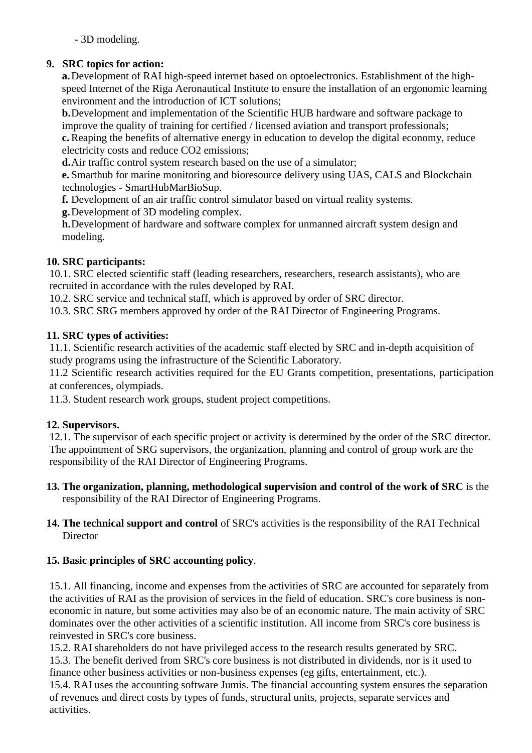- 3D modeling.

**9. SRC topics for action:**

**a.** Development of RAI high-speed internet based on optoelectronics. Establishment of the high-speed Internet of the Riga Aeronautical Institute to ensure the installation of an ergonomic learning environment and the introduction of ICT solutions;

**b.** Development and implementation of the Scientific HUB hardware and software package to improve the quality of training for certified / licensed aviation and transport professionals;

**c.** Reaping the benefits of alternative energy in education to develop the digital economy, reduce electricity costs and reduce $CO_2$ emissions;

**d.** Air traffic control system research based on the use of a simulator;

**e.** Smarthub for marine monitoring and bioresource delivery using UAS, CALS and Blockchain technologies - SmartHubMarBioSup.

**f.** Development of an air traffic control simulator based on virtual reality systems.

**g.** Development of 3D modeling complex.

**h.** Development of hardware and software complex for unmanned aircraft system design and modeling.

**10. SRC participants:**

10.1. SRC elected scientific staff (leading researchers, researchers, research assistants), who are recruited in accordance with the rules developed by RAI.

10.2. SRC service and technical staff, which is approved by order of SRC director.

10.3. SRC SRG members approved by order of the RAI Director of Engineering Programs.

**11. SRC types of activities:**

11.1. Scientific research activities of the academic staff elected by SRC and in-depth acquisition of study programs using the infrastructure of the Scientific Laboratory.

11.2 Scientific research activities required for the EU Grants competition, presentations, participation at conferences, olympiads.

11.3. Student research work groups, student project competitions.

**12. Supervisors.**

12.1. The supervisor of each specific project or activity is determined by the order of the SRC director. The appointment of SRG supervisors, the organization, planning and control of group work are the responsibility of the RAI Director of Engineering Programs.

**13. The organization, planning, methodological supervision and control of the work of SRC** is the responsibility of the RAI Director of Engineering Programs.

**14. The technical support and control** of SRC's activities is the responsibility of the RAI Technical Director

**15. Basic principles of SRC accounting policy**.

15.1. All financing, income and expenses from the activities of SRC are accounted for separately from the activities of RAI as the provision of services in the field of education. SRC's core business is non-economic in nature, but some activities may also be of an economic nature. The main activity of SRC dominates over the other activities of a scientific institution. All income from SRC's core business is reinvested in SRC's core business.

15.2. RAI shareholders do not have privileged access to the research results generated by SRC.

15.3. The benefit derived from SRC's core business is not distributed in dividends, nor is it used to finance other business activities or non-business expenses (eg gifts, entertainment, etc.).

15.4. RAI uses the accounting software Jumis. The financial accounting system ensures the separation of revenues and direct costs by types of funds, structural units, projects, separate services and activities.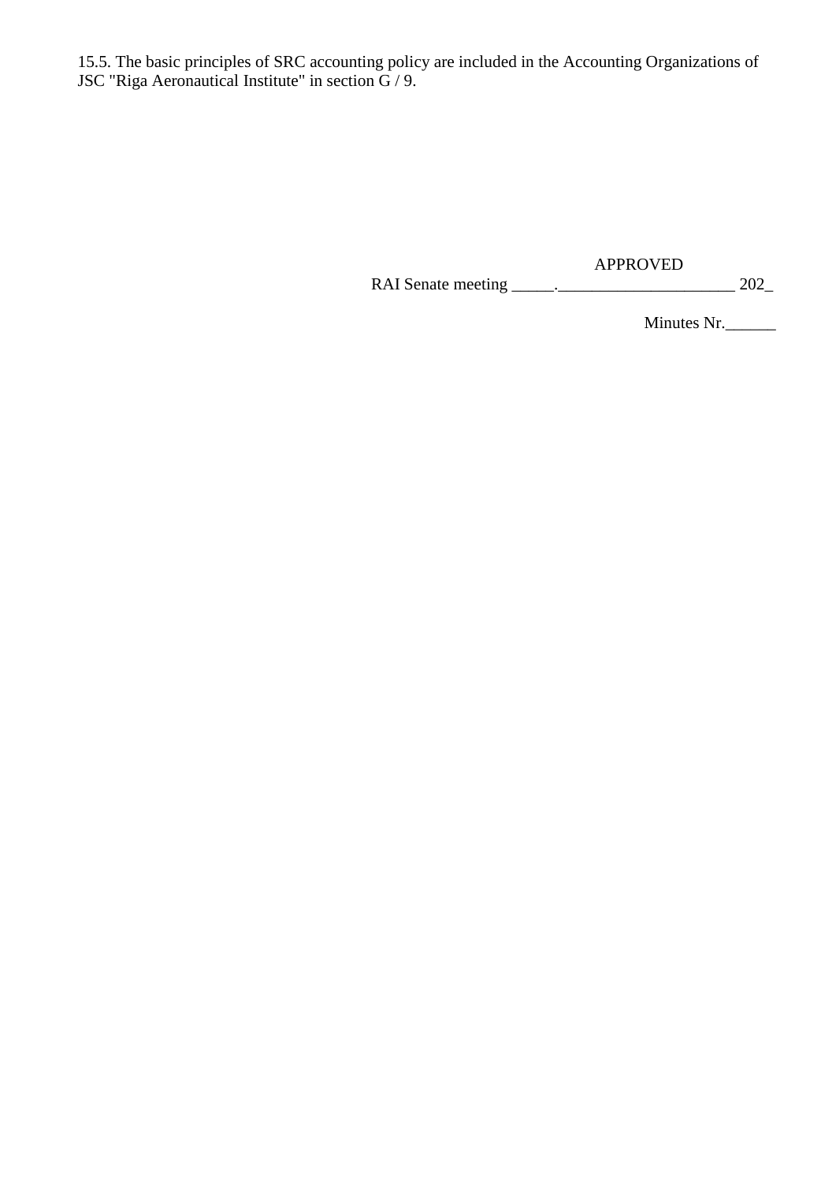15.5. The basic principles of SRC accounting policy are included in the Accounting Organizations of JSC "Riga Aeronautical Institute" in section G / 9.

APPROVED
RAI Senate meeting _____.____________________ 202_

Minutes Nr.______